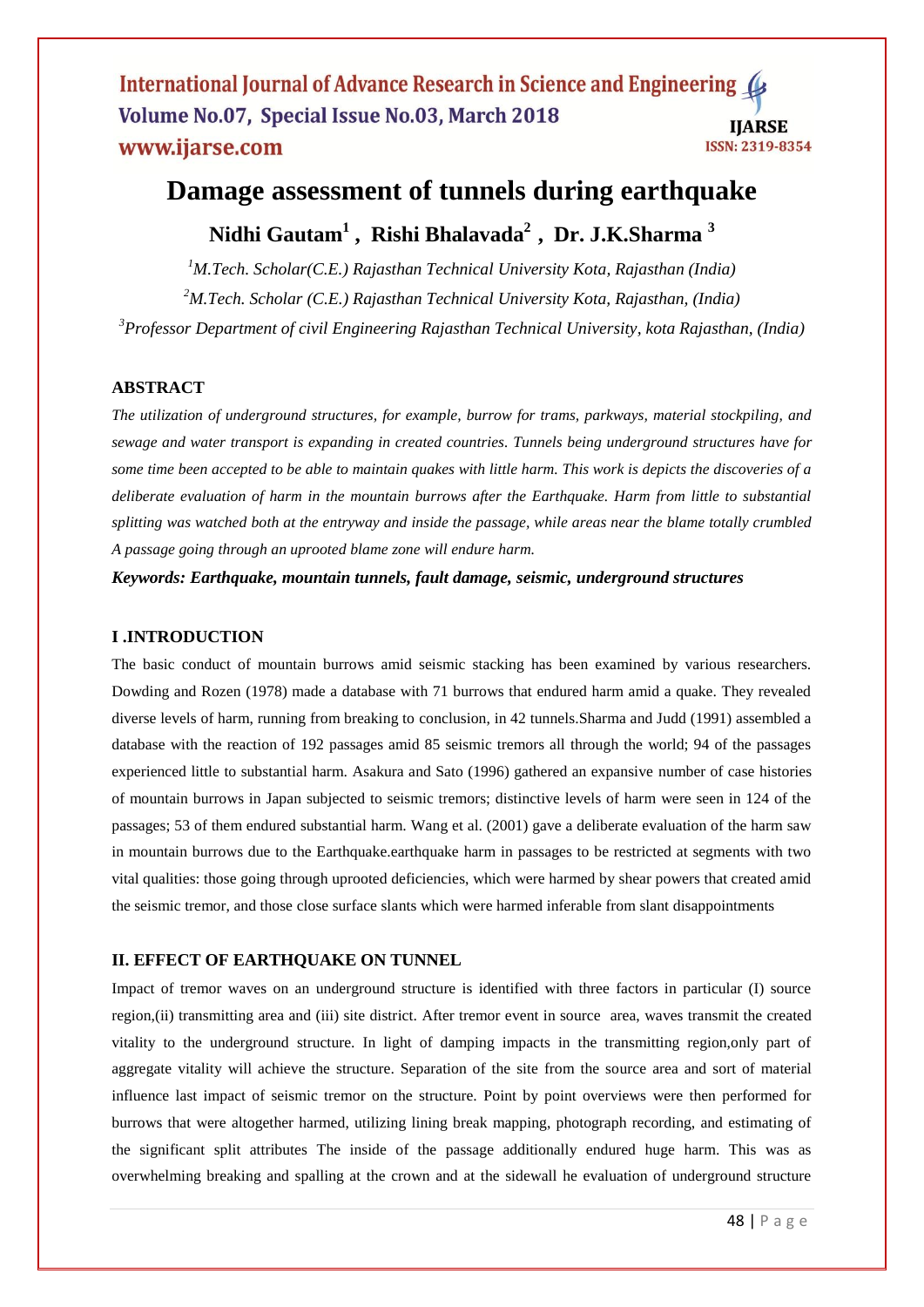# Damage assessment of tunnels during earthquake

**Nidhi Gautam[1] , Rishi Bhalavada[2] , Dr. J.K.Sharma [3]**

*[1]M.Tech. Scholar(C.E.) Rajasthan Technical University Kota, Rajasthan (India)*

*[2]M.Tech. Scholar (C.E.) Rajasthan Technical University Kota, Rajasthan, (India)*

*[3]Professor Department of civil Engineering Rajasthan Technical University, kota Rajasthan, (India)*

## ABSTRACT

*The utilization of underground structures, for example, burrow for trams, parkways, material stockpiling, and sewage and water transport is expanding in created countries. Tunnels being underground structures have for some time been accepted to be able to maintain quakes with little harm. This work is depicts the discoveries of a deliberate evaluation of harm in the mountain burrows after the Earthquake. Harm from little to substantial splitting was watched both at the entryway and inside the passage, while areas near the blame totally crumbled A passage going through an uprooted blame zone will endure harm.*

***Keywords: Earthquake, mountain tunnels, fault damage, seismic, underground structures***

## I .INTRODUCTION

The basic conduct of mountain burrows amid seismic stacking has been examined by various researchers. Dowding and Rozen (1978) made a database with 71 burrows that endured harm amid a quake. They revealed diverse levels of harm, running from breaking to conclusion, in 42 tunnels.Sharma and Judd (1991) assembled a database with the reaction of 192 passages amid 85 seismic tremors all through the world; 94 of the passages experienced little to substantial harm. Asakura and Sato (1996) gathered an expansive number of case histories of mountain burrows in Japan subjected to seismic tremors; distinctive levels of harm were seen in 124 of the passages; 53 of them endured substantial harm. Wang et al. (2001) gave a deliberate evaluation of the harm saw in mountain burrows due to the Earthquake.earthquake harm in passages to be restricted at segments with two vital qualities: those going through uprooted deficiencies, which were harmed by shear powers that created amid the seismic tremor, and those close surface slants which were harmed inferable from slant disappointments

## II. EFFECT OF EARTHQUAKE ON TUNNEL

Impact of tremor waves on an underground structure is identified with three factors in particular (I) source region,(ii) transmitting area and (iii) site district. After tremor event in source area, waves transmit the created vitality to the underground structure. In light of damping impacts in the transmitting region,only part of aggregate vitality will achieve the structure. Separation of the site from the source area and sort of material influence last impact of seismic tremor on the structure. Point by point overviews were then performed for burrows that were altogether harmed, utilizing lining break mapping, photograph recording, and estimating of the significant split attributes The inside of the passage additionally endured huge harm. This was as overwhelming breaking and spalling at the crown and at the sidewall he evaluation of underground structure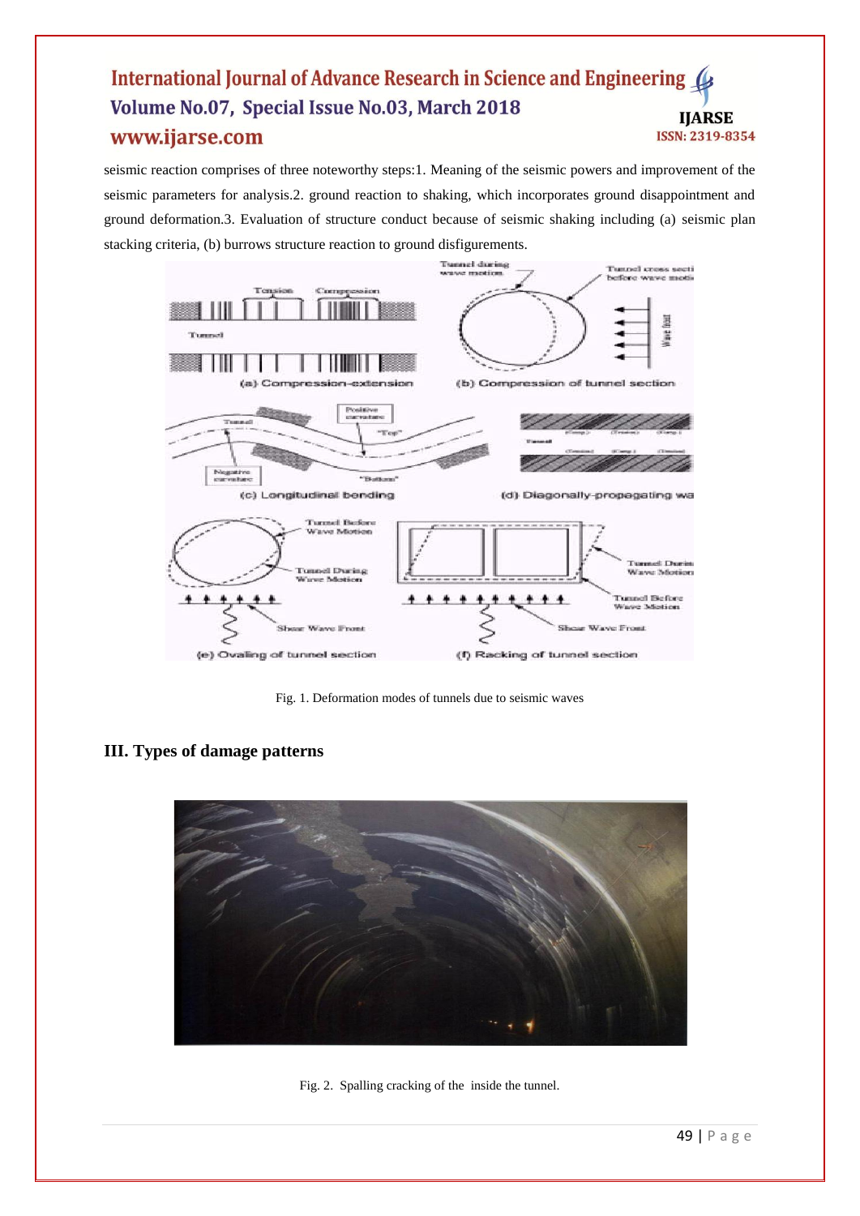seismic reaction comprises of three noteworthy steps:1. Meaning of the seismic powers and improvement of the seismic parameters for analysis.2. ground reaction to shaking, which incorporates ground disappointment and ground deformation.3. Evaluation of structure conduct because of seismic shaking including (a) seismic plan stacking criteria, (b) burrows structure reaction to ground disfigurements.

Fig. 1. Deformation modes of tunnels due to seismic waves

## III. Types of damage patterns

Fig. 2. Spalling cracking of the inside the tunnel.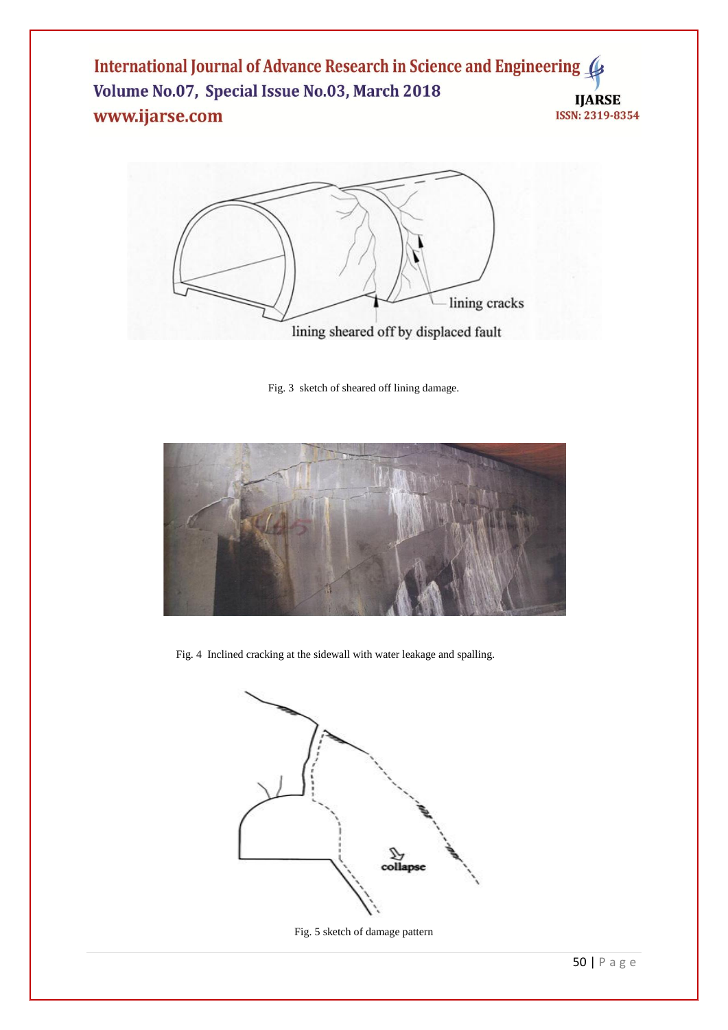lining cracks

lining sheared off by displaced fault

Fig. 3 sketch of sheared off lining damage.

Fig. 4 Inclined cracking at the sidewall with water leakage and spalling.

collapse

Fig. 5 sketch of damage pattern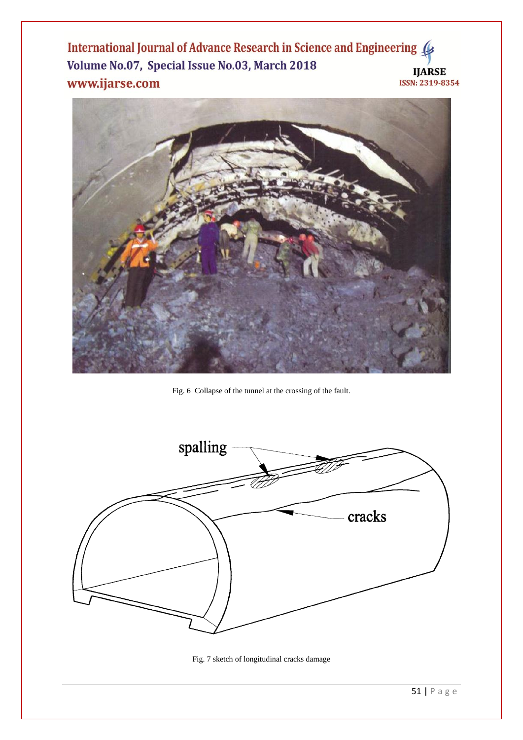Fig. 6 Collapse of the tunnel at the crossing of the fault.

spalling

cracks

Fig. 7 sketch of longitudinal cracks damage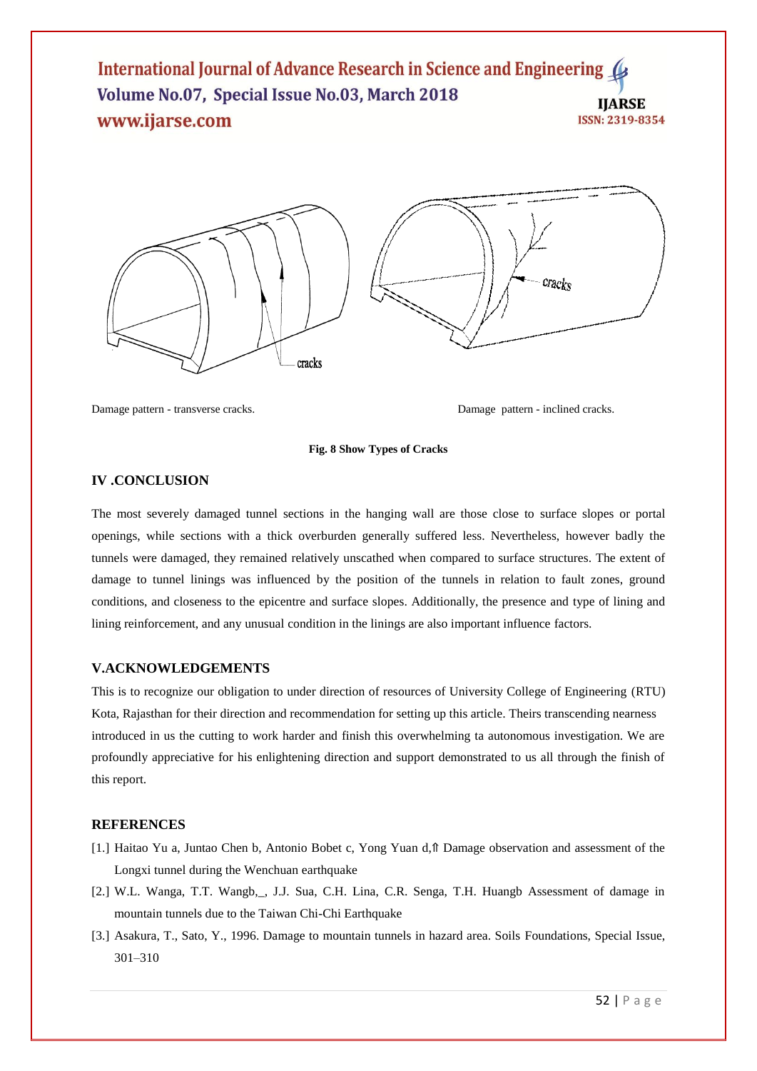cracks

cracks

Damage pattern - transverse cracks.

Damage pattern - inclined cracks.

**Fig. 8 Show Types of Cracks**

## IV .CONCLUSION

The most severely damaged tunnel sections in the hanging wall are those close to surface slopes or portal openings, while sections with a thick overburden generally suffered less. Nevertheless, however badly the tunnels were damaged, they remained relatively unscathed when compared to surface structures. The extent of damage to tunnel linings was influenced by the position of the tunnels in relation to fault zones, ground conditions, and closeness to the epicentre and surface slopes. Additionally, the presence and type of lining and lining reinforcement, and any unusual condition in the linings are also important influence factors.

## V.ACKNOWLEDGEMENTS

This is to recognize our obligation to under direction of resources of University College of Engineering (RTU) Kota, Rajasthan for their direction and recommendation for setting up this article. Theirs transcending nearness introduced in us the cutting to work harder and finish this overwhelming ta autonomous investigation. We are profoundly appreciative for his enlightening direction and support demonstrated to us all through the finish of this report.

## REFERENCES

[1.] Haitao Yu a, Juntao Chen b, Antonio Bobet c, Yong Yuan d,⇑ Damage observation and assessment of the Longxi tunnel during the Wenchuan earthquake

[2.] W.L. Wanga, T.T. Wangb,_, J.J. Sua, C.H. Lina, C.R. Senga, T.H. Huangb Assessment of damage in mountain tunnels due to the Taiwan Chi-Chi Earthquake

[3.] Asakura, T., Sato, Y., 1996. Damage to mountain tunnels in hazard area. Soils Foundations, Special Issue, 301–310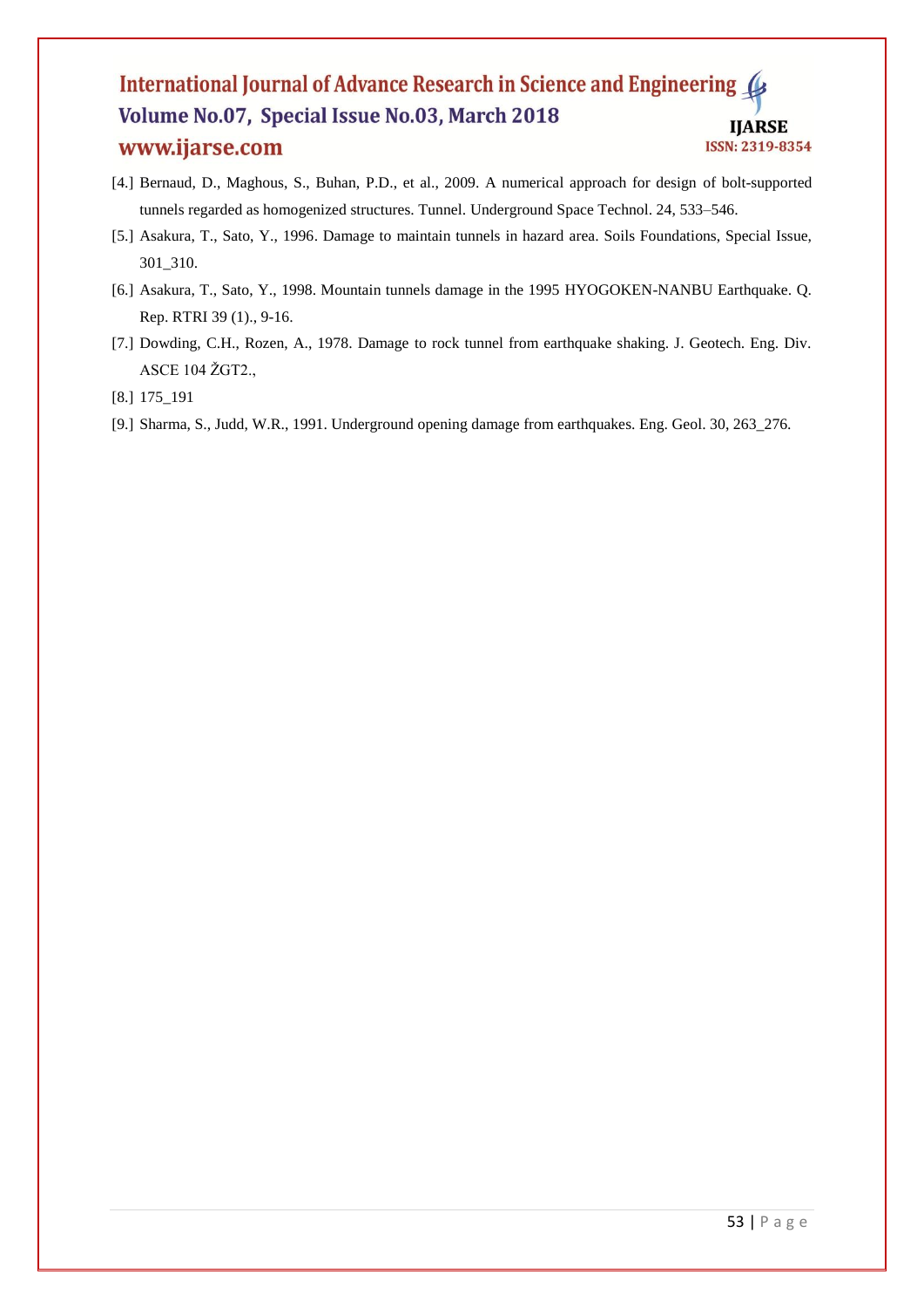[4.] Bernaud, D., Maghous, S., Buhan, P.D., et al., 2009. A numerical approach for design of bolt-supported tunnels regarded as homogenized structures. Tunnel. Underground Space Technol. 24, 533–546.

[5.] Asakura, T., Sato, Y., 1996. Damage to maintain tunnels in hazard area. Soils Foundations, Special Issue, 301_310.

[6.] Asakura, T., Sato, Y., 1998. Mountain tunnels damage in the 1995 HYOGOKEN-NANBU Earthquake. Q. Rep. RTRI 39 (1)., 9-16.

[7.] Dowding, C.H., Rozen, A., 1978. Damage to rock tunnel from earthquake shaking. J. Geotech. Eng. Div. ASCE 104 ŽGT2.,

[8.] 175_191

[9.] Sharma, S., Judd, W.R., 1991. Underground opening damage from earthquakes. Eng. Geol. 30, 263_276.